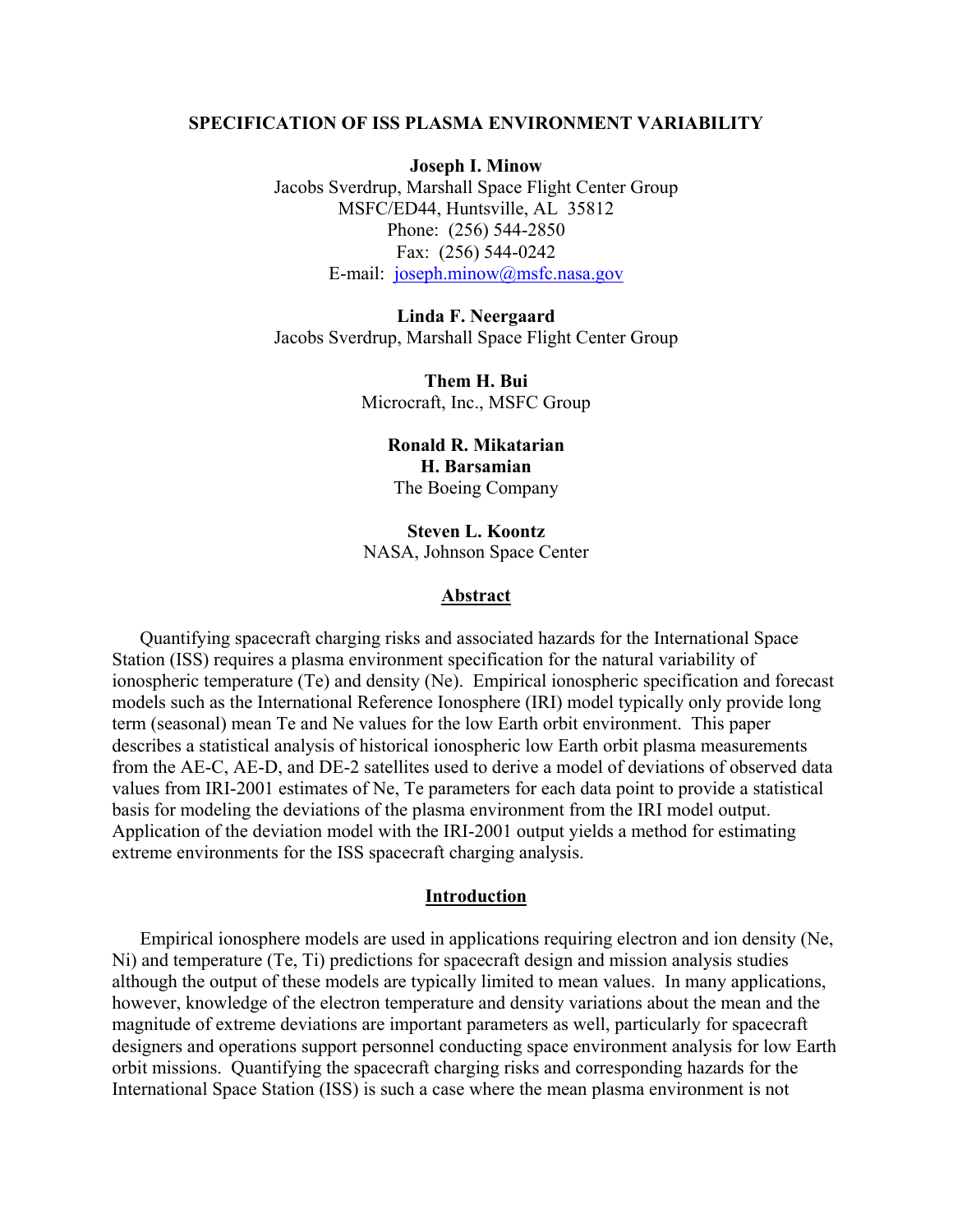# SPECIFICATION OF ISS PLASMA ENVIRONMENT VARIABILITY

**Joseph I. Minow**
Jacobs Sverdrup, Marshall Space Flight Center Group
MSFC/ED44, Huntsville, AL 35812
Phone: (256) 544-2850
Fax: (256) 544-0242
E-mail: joseph.minow@msfc.nasa.gov

**Linda F. Neergaard**
Jacobs Sverdrup, Marshall Space Flight Center Group

**Them H. Bui**
Microcraft, Inc., MSFC Group

**Ronald R. Mikatarian**
**H. Barsamian**
The Boeing Company

**Steven L. Koontz**
NASA, Johnson Space Center

## Abstract

Quantifying spacecraft charging risks and associated hazards for the International Space Station (ISS) requires a plasma environment specification for the natural variability of ionospheric temperature (Te) and density (Ne). Empirical ionospheric specification and forecast models such as the International Reference Ionosphere (IRI) model typically only provide long term (seasonal) mean Te and Ne values for the low Earth orbit environment. This paper describes a statistical analysis of historical ionospheric low Earth orbit plasma measurements from the AE-C, AE-D, and DE-2 satellites used to derive a model of deviations of observed data values from IRI-2001 estimates of Ne, Te parameters for each data point to provide a statistical basis for modeling the deviations of the plasma environment from the IRI model output. Application of the deviation model with the IRI-2001 output yields a method for estimating extreme environments for the ISS spacecraft charging analysis.

## Introduction

Empirical ionosphere models are used in applications requiring electron and ion density (Ne, Ni) and temperature (Te, Ti) predictions for spacecraft design and mission analysis studies although the output of these models are typically limited to mean values. In many applications, however, knowledge of the electron temperature and density variations about the mean and the magnitude of extreme deviations are important parameters as well, particularly for spacecraft designers and operations support personnel conducting space environment analysis for low Earth orbit missions. Quantifying the spacecraft charging risks and corresponding hazards for the International Space Station (ISS) is such a case where the mean plasma environment is not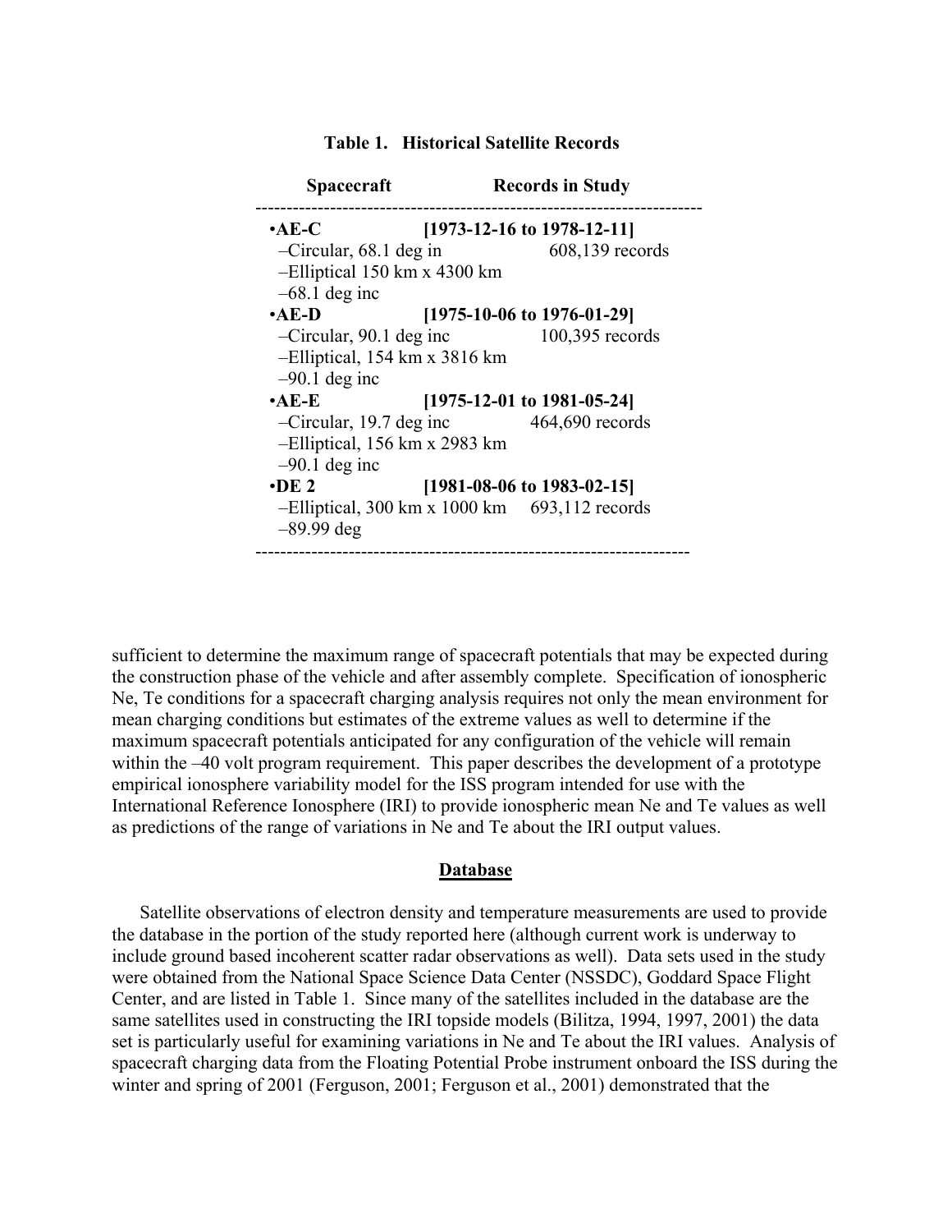**Table 1. Historical Satellite Records**

| Spacecraft | Records in Study |
|---|---|
| **•AE-C** | **[1973-12-16 to 1978-12-11]** |
| –Circular, 68.1 deg in | 608,139 records |
| –Elliptical 150 km x 4300 km | |
| –68.1 deg inc | |
| **•AE-D** | **[1975-10-06 to 1976-01-29]** |
| –Circular, 90.1 deg inc | 100,395 records |
| –Elliptical, 154 km x 3816 km | |
| –90.1 deg inc | |
| **•AE-E** | **[1975-12-01 to 1981-05-24]** |
| –Circular, 19.7 deg inc | 464,690 records |
| –Elliptical, 156 km x 2983 km | |
| –90.1 deg inc | |
| **•DE 2** | **[1981-08-06 to 1983-02-15]** |
| –Elliptical, 300 km x 1000 km | 693,112 records |
| –89.99 deg | |

sufficient to determine the maximum range of spacecraft potentials that may be expected during the construction phase of the vehicle and after assembly complete. Specification of ionospheric Ne, Te conditions for a spacecraft charging analysis requires not only the mean environment for mean charging conditions but estimates of the extreme values as well to determine if the maximum spacecraft potentials anticipated for any configuration of the vehicle will remain within the –40 volt program requirement. This paper describes the development of a prototype empirical ionosphere variability model for the ISS program intended for use with the International Reference Ionosphere (IRI) to provide ionospheric mean Ne and Te values as well as predictions of the range of variations in Ne and Te about the IRI output values.

## Database

Satellite observations of electron density and temperature measurements are used to provide the database in the portion of the study reported here (although current work is underway to include ground based incoherent scatter radar observations as well). Data sets used in the study were obtained from the National Space Science Data Center (NSSDC), Goddard Space Flight Center, and are listed in Table 1. Since many of the satellites included in the database are the same satellites used in constructing the IRI topside models (Bilitza, 1994, 1997, 2001) the data set is particularly useful for examining variations in Ne and Te about the IRI values. Analysis of spacecraft charging data from the Floating Potential Probe instrument onboard the ISS during the winter and spring of 2001 (Ferguson, 2001; Ferguson et al., 2001) demonstrated that the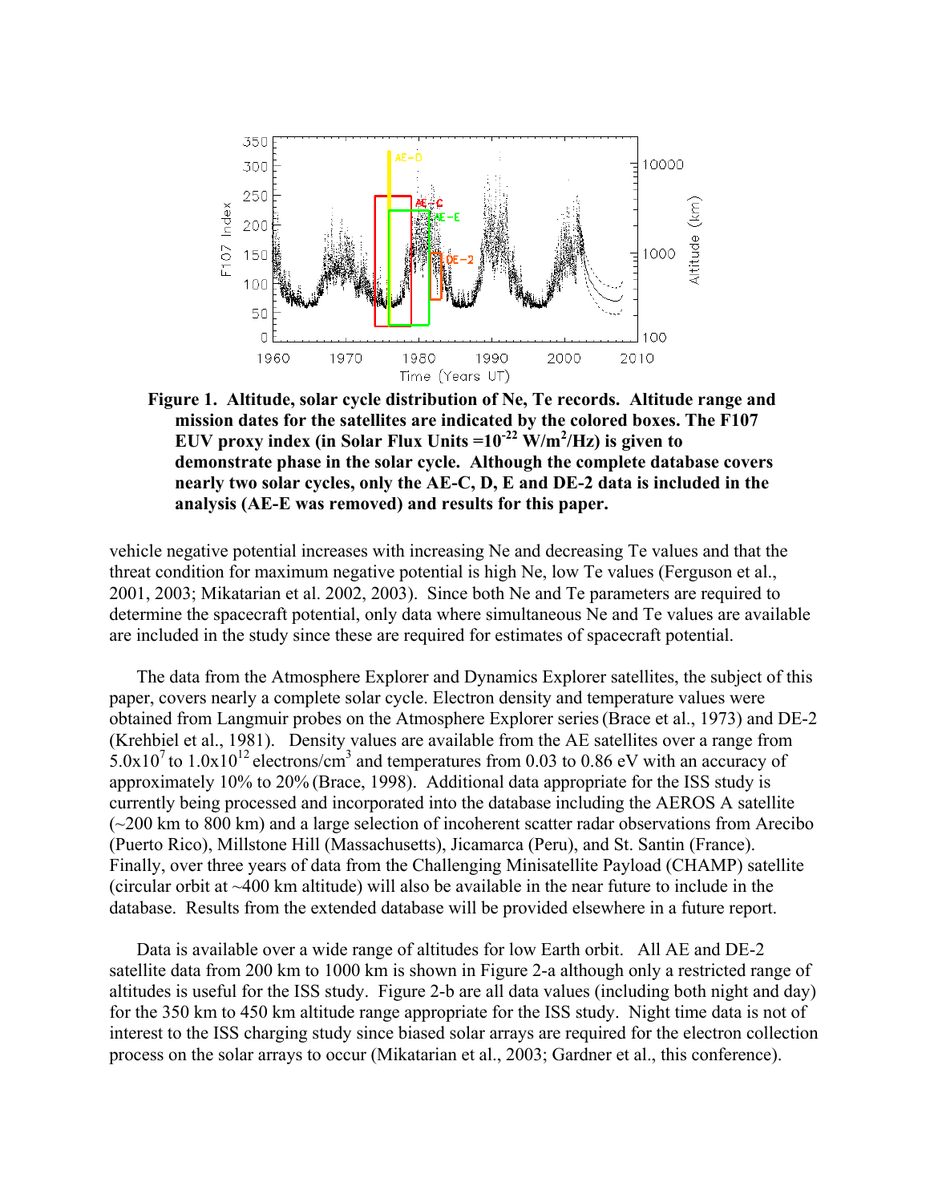**Figure 1. Altitude, solar cycle distribution of Ne, Te records. Altitude range and mission dates for the satellites are indicated by the colored boxes. The F107 EUV proxy index (in Solar Flux Units $=10^{-22}$ W/m$^2$/Hz) is given to demonstrate phase in the solar cycle. Although the complete database covers nearly two solar cycles, only the AE-C, D, E and DE-2 data is included in the analysis (AE-E was removed) and results for this paper.**

vehicle negative potential increases with increasing Ne and decreasing Te values and that the threat condition for maximum negative potential is high Ne, low Te values (Ferguson et al., 2001, 2003; Mikatarian et al. 2002, 2003). Since both Ne and Te parameters are required to determine the spacecraft potential, only data where simultaneous Ne and Te values are available are included in the study since these are required for estimates of spacecraft potential.

The data from the Atmosphere Explorer and Dynamics Explorer satellites, the subject of this paper, covers nearly a complete solar cycle. Electron density and temperature values were obtained from Langmuir probes on the Atmosphere Explorer series (Brace et al., 1973) and DE-2 (Krehbiel et al., 1981). Density values are available from the AE satellites over a range from $5.0 \times 10^7$ to $1.0 \times 10^{12}$ electrons/cm$^3$ and temperatures from 0.03 to 0.86 eV with an accuracy of approximately 10% to 20% (Brace, 1998). Additional data appropriate for the ISS study is currently being processed and incorporated into the database including the AEROS A satellite (~200 km to 800 km) and a large selection of incoherent scatter radar observations from Arecibo (Puerto Rico), Millstone Hill (Massachusetts), Jicamarca (Peru), and St. Santin (France). Finally, over three years of data from the Challenging Minisatellite Payload (CHAMP) satellite (circular orbit at ~400 km altitude) will also be available in the near future to include in the database. Results from the extended database will be provided elsewhere in a future report.

Data is available over a wide range of altitudes for low Earth orbit. All AE and DE-2 satellite data from 200 km to 1000 km is shown in Figure 2-a although only a restricted range of altitudes is useful for the ISS study. Figure 2-b are all data values (including both night and day) for the 350 km to 450 km altitude range appropriate for the ISS study. Night time data is not of interest to the ISS charging study since biased solar arrays are required for the electron collection process on the solar arrays to occur (Mikatarian et al., 2003; Gardner et al., this conference).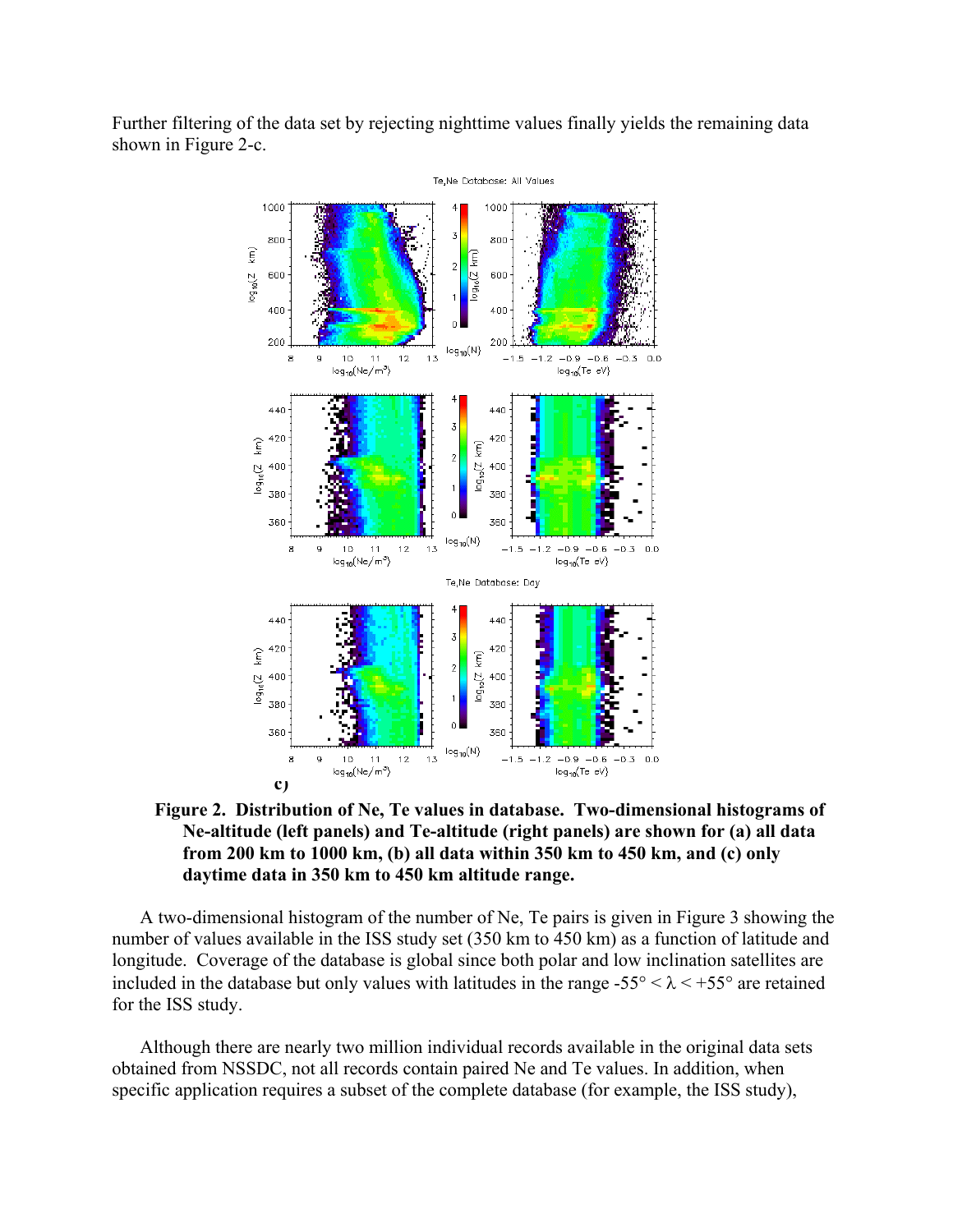Further filtering of the data set by rejecting nighttime values finally yields the remaining data shown in Figure 2-c.

**Figure 2. Distribution of Ne, Te values in database. Two-dimensional histograms of Ne-altitude (left panels) and Te-altitude (right panels) are shown for (a) all data from 200 km to 1000 km, (b) all data within 350 km to 450 km, and (c) only daytime data in 350 km to 450 km altitude range.**

A two-dimensional histogram of the number of Ne, Te pairs is given in Figure 3 showing the number of values available in the ISS study set (350 km to 450 km) as a function of latitude and longitude. Coverage of the database is global since both polar and low inclination satellites are included in the database but only values with latitudes in the range $-55° < \lambda < +55°$ are retained for the ISS study.

Although there are nearly two million individual records available in the original data sets obtained from NSSDC, not all records contain paired Ne and Te values. In addition, when specific application requires a subset of the complete database (for example, the ISS study),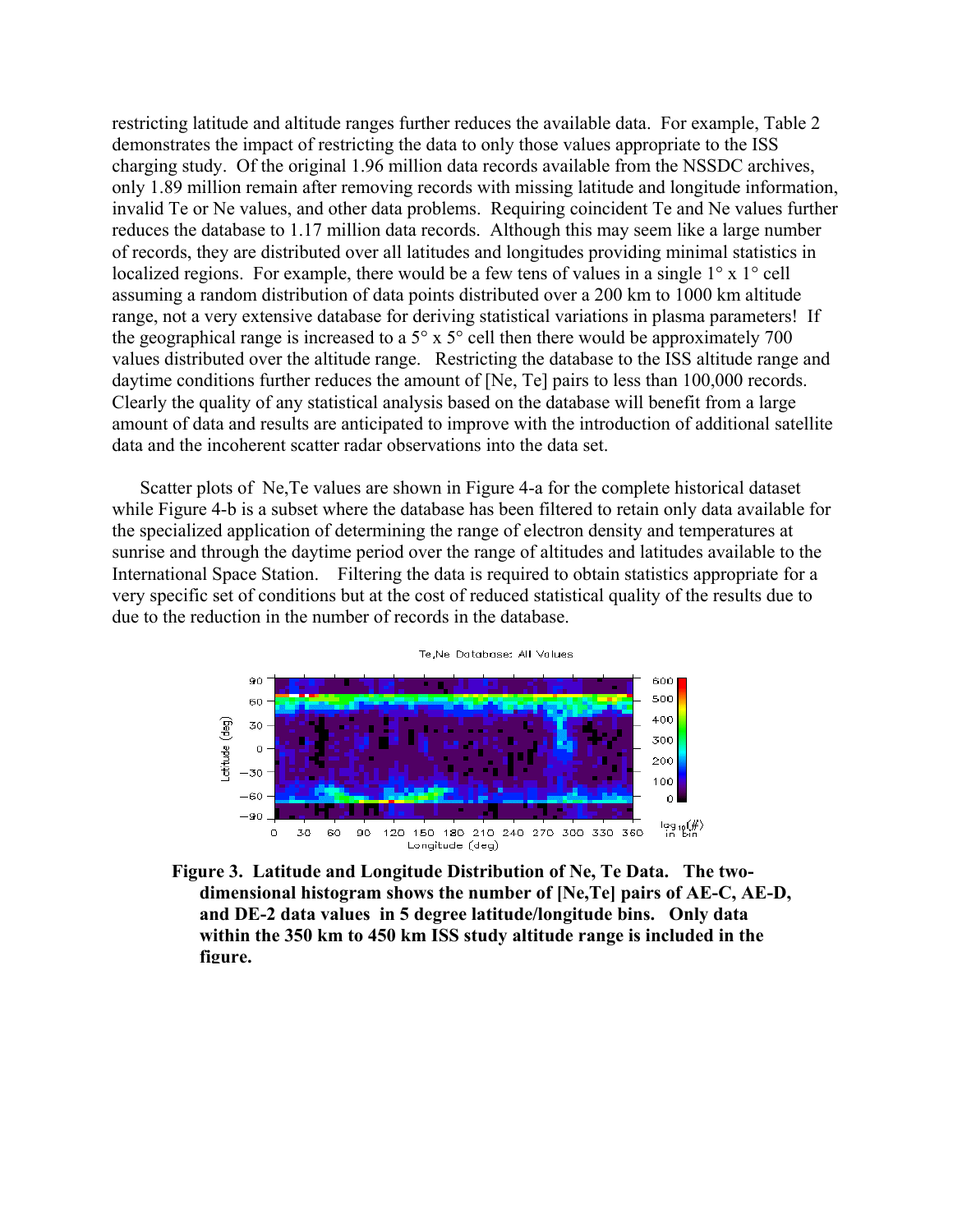restricting latitude and altitude ranges further reduces the available data. For example, Table 2 demonstrates the impact of restricting the data to only those values appropriate to the ISS charging study. Of the original 1.96 million data records available from the NSSDC archives, only 1.89 million remain after removing records with missing latitude and longitude information, invalid Te or Ne values, and other data problems. Requiring coincident Te and Ne values further reduces the database to 1.17 million data records. Although this may seem like a large number of records, they are distributed over all latitudes and longitudes providing minimal statistics in localized regions. For example, there would be a few tens of values in a single 1° x 1° cell assuming a random distribution of data points distributed over a 200 km to 1000 km altitude range, not a very extensive database for deriving statistical variations in plasma parameters! If the geographical range is increased to a 5° x 5° cell then there would be approximately 700 values distributed over the altitude range. Restricting the database to the ISS altitude range and daytime conditions further reduces the amount of [Ne, Te] pairs to less than 100,000 records. Clearly the quality of any statistical analysis based on the database will benefit from a large amount of data and results are anticipated to improve with the introduction of additional satellite data and the incoherent scatter radar observations into the data set.

Scatter plots of Ne,Te values are shown in Figure 4-a for the complete historical dataset while Figure 4-b is a subset where the database has been filtered to retain only data available for the specialized application of determining the range of electron density and temperatures at sunrise and through the daytime period over the range of altitudes and latitudes available to the International Space Station. Filtering the data is required to obtain statistics appropriate for a very specific set of conditions but at the cost of reduced statistical quality of the results due to due to the reduction in the number of records in the database.

**Figure 3. Latitude and Longitude Distribution of Ne, Te Data. The two-dimensional histogram shows the number of [Ne,Te] pairs of AE-C, AE-D, and DE-2 data values in 5 degree latitude/longitude bins. Only data within the 350 km to 450 km ISS study altitude range is included in the figure.**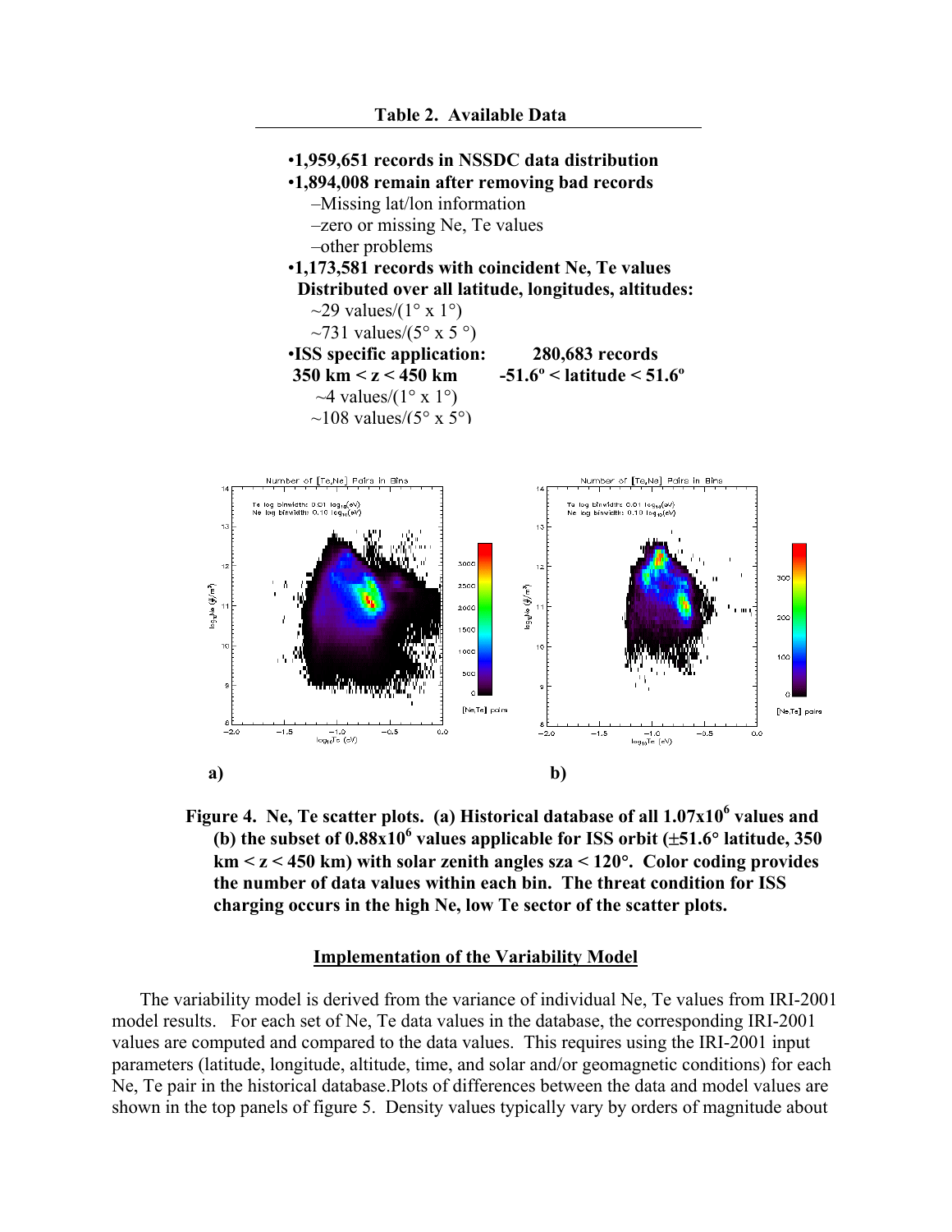**Table 2. Available Data**

- **1,959,651 records in NSSDC data distribution**
- **1,894,008 remain after removing bad records**
  - –Missing lat/lon information
  - –zero or missing Ne, Te values
  - –other problems
- **1,173,581 records with coincident Ne, Te values**
  **Distributed over all latitude, longitudes, altitudes:**
  - ~29 values/(1° x 1°)
  - ~731 values/(5° x 5 °)
- **ISS specific application: 280,683 records**
  **350 km < z < 450 km -51.6° < latitude < 51.6°**
  - ~4 values/(1° x 1°)
  - ~108 values/(5° x 5°)

a) b)

**Figure 4. Ne, Te scatter plots. (a) Historical database of all $1.07 \times 10^6$ values and (b) the subset of $0.88 \times 10^6$ values applicable for ISS orbit (±51.6° latitude, 350 km < z < 450 km) with solar zenith angles sza < 120°. Color coding provides the number of data values within each bin. The threat condition for ISS charging occurs in the high Ne, low Te sector of the scatter plots.**

## Implementation of the Variability Model

The variability model is derived from the variance of individual Ne, Te values from IRI-2001 model results. For each set of Ne, Te data values in the database, the corresponding IRI-2001 values are computed and compared to the data values. This requires using the IRI-2001 input parameters (latitude, longitude, altitude, time, and solar and/or geomagnetic conditions) for each Ne, Te pair in the historical database.Plots of differences between the data and model values are shown in the top panels of figure 5. Density values typically vary by orders of magnitude about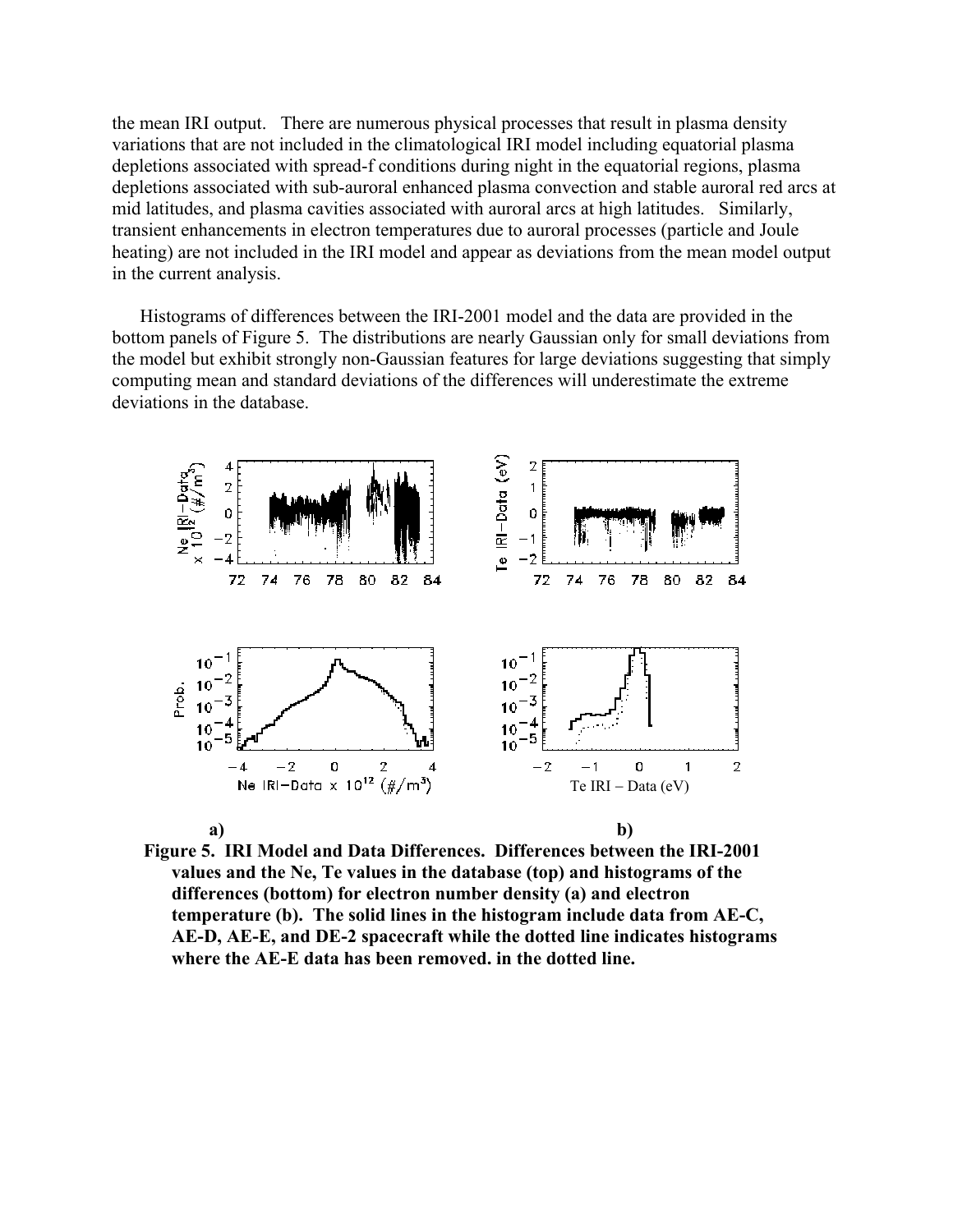the mean IRI output. There are numerous physical processes that result in plasma density variations that are not included in the climatological IRI model including equatorial plasma depletions associated with spread-f conditions during night in the equatorial regions, plasma depletions associated with sub-auroral enhanced plasma convection and stable auroral red arcs at mid latitudes, and plasma cavities associated with auroral arcs at high latitudes. Similarly, transient enhancements in electron temperatures due to auroral processes (particle and Joule heating) are not included in the IRI model and appear as deviations from the mean model output in the current analysis.

Histograms of differences between the IRI-2001 model and the data are provided in the bottom panels of Figure 5. The distributions are nearly Gaussian only for small deviations from the model but exhibit strongly non-Gaussian features for large deviations suggesting that simply computing mean and standard deviations of the differences will underestimate the extreme deviations in the database.

a) b)

**Figure 5. IRI Model and Data Differences. Differences between the IRI-2001 values and the Ne, Te values in the database (top) and histograms of the differences (bottom) for electron number density (a) and electron temperature (b). The solid lines in the histogram include data from AE-C, AE-D, AE-E, and DE-2 spacecraft while the dotted line indicates histograms where the AE-E data has been removed. in the dotted line.**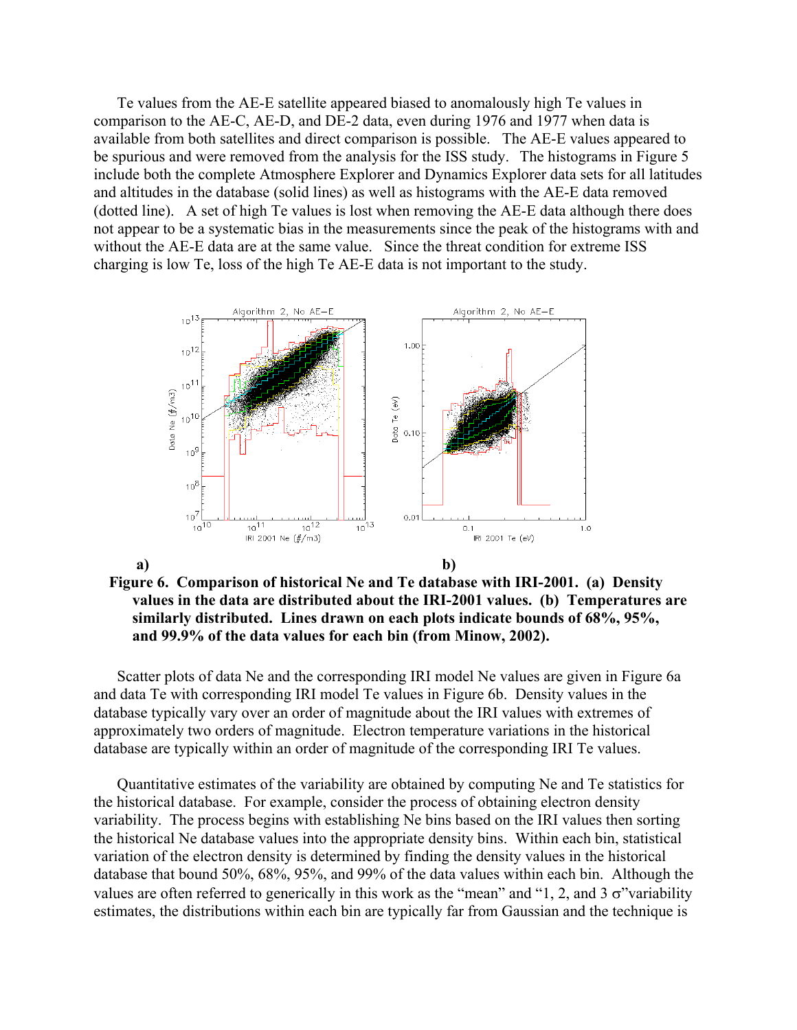Te values from the AE-E satellite appeared biased to anomalously high Te values in comparison to the AE-C, AE-D, and DE-2 data, even during 1976 and 1977 when data is available from both satellites and direct comparison is possible. The AE-E values appeared to be spurious and were removed from the analysis for the ISS study. The histograms in Figure 5 include both the complete Atmosphere Explorer and Dynamics Explorer data sets for all latitudes and altitudes in the database (solid lines) as well as histograms with the AE-E data removed (dotted line). A set of high Te values is lost when removing the AE-E data although there does not appear to be a systematic bias in the measurements since the peak of the histograms with and without the AE-E data are at the same value. Since the threat condition for extreme ISS charging is low Te, loss of the high Te AE-E data is not important to the study.

**a)** **b)**

**Figure 6. Comparison of historical Ne and Te database with IRI-2001. (a) Density values in the data are distributed about the IRI-2001 values. (b) Temperatures are similarly distributed. Lines drawn on each plots indicate bounds of 68%, 95%, and 99.9% of the data values for each bin (from Minow, 2002).**

Scatter plots of data Ne and the corresponding IRI model Ne values are given in Figure 6a and data Te with corresponding IRI model Te values in Figure 6b. Density values in the database typically vary over an order of magnitude about the IRI values with extremes of approximately two orders of magnitude. Electron temperature variations in the historical database are typically within an order of magnitude of the corresponding IRI Te values.

Quantitative estimates of the variability are obtained by computing Ne and Te statistics for the historical database. For example, consider the process of obtaining electron density variability. The process begins with establishing Ne bins based on the IRI values then sorting the historical Ne database values into the appropriate density bins. Within each bin, statistical variation of the electron density is determined by finding the density values in the historical database that bound 50%, 68%, 95%, and 99% of the data values within each bin. Although the values are often referred to generically in this work as the "mean" and "1, 2, and 3 $\sigma$" variability estimates, the distributions within each bin are typically far from Gaussian and the technique is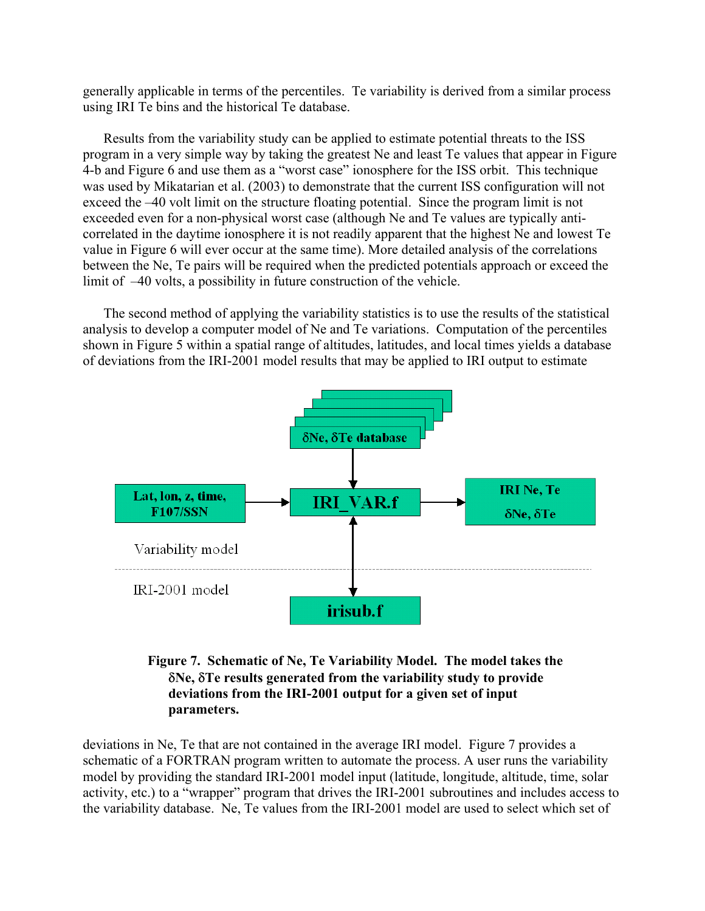generally applicable in terms of the percentiles. Te variability is derived from a similar process using IRI Te bins and the historical Te database.

Results from the variability study can be applied to estimate potential threats to the ISS program in a very simple way by taking the greatest Ne and least Te values that appear in Figure 4-b and Figure 6 and use them as a "worst case" ionosphere for the ISS orbit. This technique was used by Mikatarian et al. (2003) to demonstrate that the current ISS configuration will not exceed the –40 volt limit on the structure floating potential. Since the program limit is not exceeded even for a non-physical worst case (although Ne and Te values are typically anti-correlated in the daytime ionosphere it is not readily apparent that the highest Ne and lowest Te value in Figure 6 will ever occur at the same time). More detailed analysis of the correlations between the Ne, Te pairs will be required when the predicted potentials approach or exceed the limit of –40 volts, a possibility in future construction of the vehicle.

The second method of applying the variability statistics is to use the results of the statistical analysis to develop a computer model of Ne and Te variations. Computation of the percentiles shown in Figure 5 within a spatial range of altitudes, latitudes, and local times yields a database of deviations from the IRI-2001 model results that may be applied to IRI output to estimate

δNe, δTe database

Lat, lon, z, time, F107/SSN

IRI_VAR.f

IRI Ne, Te
δNe, δTe

Variability model

IRI-2001 model

irisub.f

**Figure 7. Schematic of Ne, Te Variability Model. The model takes the δNe, δTe results generated from the variability study to provide deviations from the IRI-2001 output for a given set of input parameters.**

deviations in Ne, Te that are not contained in the average IRI model. Figure 7 provides a schematic of a FORTRAN program written to automate the process. A user runs the variability model by providing the standard IRI-2001 model input (latitude, longitude, altitude, time, solar activity, etc.) to a "wrapper" program that drives the IRI-2001 subroutines and includes access to the variability database. Ne, Te values from the IRI-2001 model are used to select which set of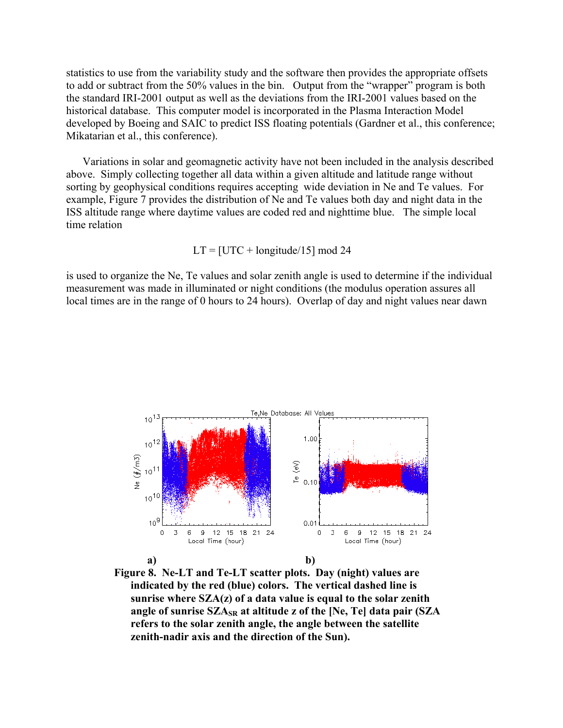statistics to use from the variability study and the software then provides the appropriate offsets to add or subtract from the 50% values in the bin. Output from the "wrapper" program is both the standard IRI-2001 output as well as the deviations from the IRI-2001 values based on the historical database. This computer model is incorporated in the Plasma Interaction Model developed by Boeing and SAIC to predict ISS floating potentials (Gardner et al., this conference; Mikatarian et al., this conference).

Variations in solar and geomagnetic activity have not been included in the analysis described above. Simply collecting together all data within a given altitude and latitude range without sorting by geophysical conditions requires accepting wide deviation in Ne and Te values. For example, Figure 7 provides the distribution of Ne and Te values both day and night data in the ISS altitude range where daytime values are coded red and nighttime blue. The simple local time relation

$$LT = [UTC + \text{longitude}/15] \bmod 24$$

is used to organize the Ne, Te values and solar zenith angle is used to determine if the individual measurement was made in illuminated or night conditions (the modulus operation assures all local times are in the range of 0 hours to 24 hours). Overlap of day and night values near dawn

**Figure 8. Ne-LT and Te-LT scatter plots. Day (night) values are indicated by the red (blue) colors. The vertical dashed line is sunrise where SZA(z) of a data value is equal to the solar zenith angle of sunrise $SZA_{SR}$ at altitude z of the [Ne, Te] data pair (SZA refers to the solar zenith angle, the angle between the satellite zenith-nadir axis and the direction of the Sun).**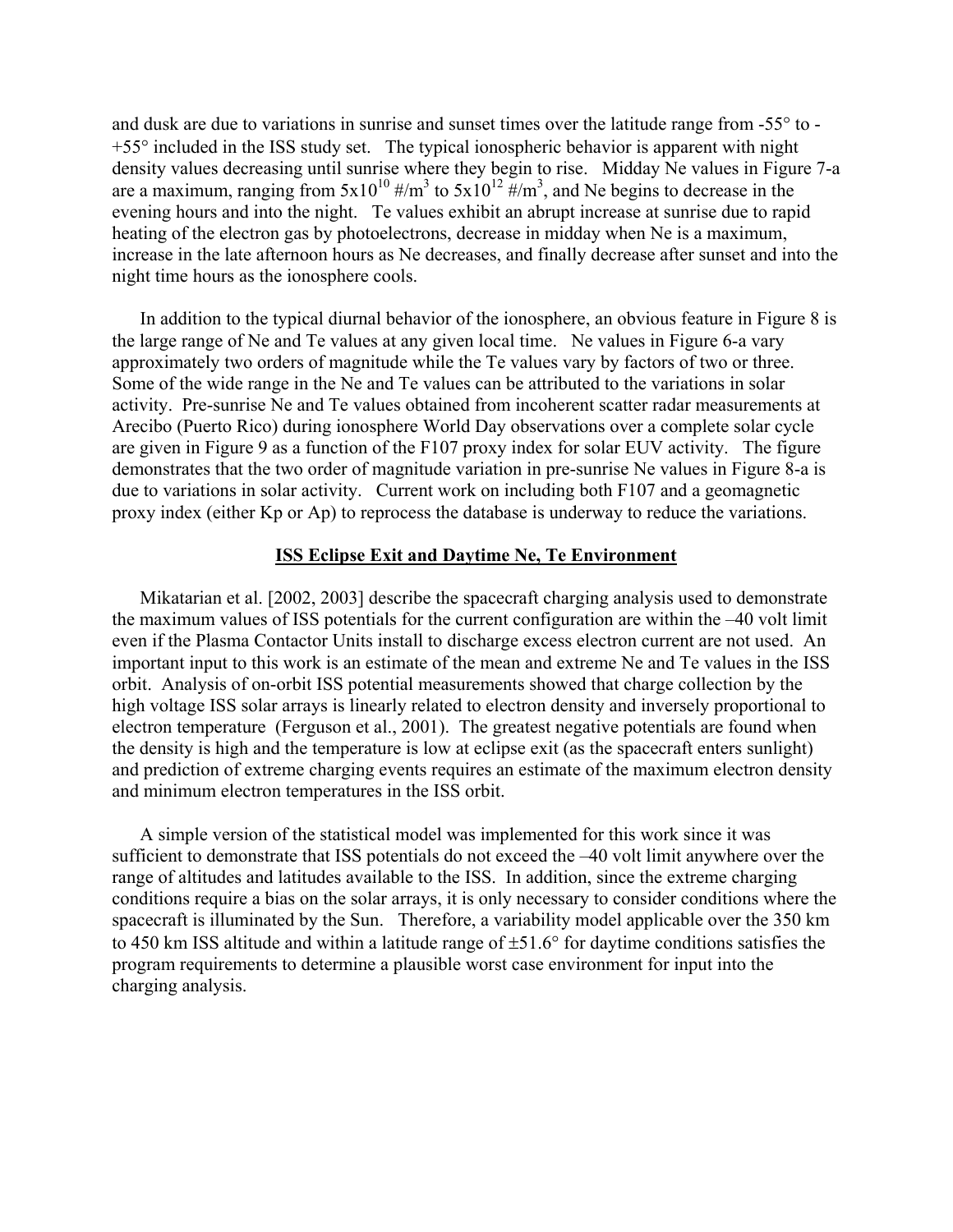and dusk are due to variations in sunrise and sunset times over the latitude range from -55° to -+55° included in the ISS study set. The typical ionospheric behavior is apparent with night density values decreasing until sunrise where they begin to rise. Midday Ne values in Figure 7-a are a maximum, ranging from $5 \times 10^{10}$ #/m$^3$ to $5 \times 10^{12}$ #/m$^3$, and Ne begins to decrease in the evening hours and into the night. Te values exhibit an abrupt increase at sunrise due to rapid heating of the electron gas by photoelectrons, decrease in midday when Ne is a maximum, increase in the late afternoon hours as Ne decreases, and finally decrease after sunset and into the night time hours as the ionosphere cools.

In addition to the typical diurnal behavior of the ionosphere, an obvious feature in Figure 8 is the large range of Ne and Te values at any given local time. Ne values in Figure 6-a vary approximately two orders of magnitude while the Te values vary by factors of two or three. Some of the wide range in the Ne and Te values can be attributed to the variations in solar activity. Pre-sunrise Ne and Te values obtained from incoherent scatter radar measurements at Arecibo (Puerto Rico) during ionosphere World Day observations over a complete solar cycle are given in Figure 9 as a function of the F107 proxy index for solar EUV activity. The figure demonstrates that the two order of magnitude variation in pre-sunrise Ne values in Figure 8-a is due to variations in solar activity. Current work on including both F107 and a geomagnetic proxy index (either Kp or Ap) to reprocess the database is underway to reduce the variations.

## ISS Eclipse Exit and Daytime Ne, Te Environment

Mikatarian et al. [2002, 2003] describe the spacecraft charging analysis used to demonstrate the maximum values of ISS potentials for the current configuration are within the –40 volt limit even if the Plasma Contactor Units install to discharge excess electron current are not used. An important input to this work is an estimate of the mean and extreme Ne and Te values in the ISS orbit. Analysis of on-orbit ISS potential measurements showed that charge collection by the high voltage ISS solar arrays is linearly related to electron density and inversely proportional to electron temperature (Ferguson et al., 2001). The greatest negative potentials are found when the density is high and the temperature is low at eclipse exit (as the spacecraft enters sunlight) and prediction of extreme charging events requires an estimate of the maximum electron density and minimum electron temperatures in the ISS orbit.

A simple version of the statistical model was implemented for this work since it was sufficient to demonstrate that ISS potentials do not exceed the –40 volt limit anywhere over the range of altitudes and latitudes available to the ISS. In addition, since the extreme charging conditions require a bias on the solar arrays, it is only necessary to consider conditions where the spacecraft is illuminated by the Sun. Therefore, a variability model applicable over the 350 km to 450 km ISS altitude and within a latitude range of ±51.6° for daytime conditions satisfies the program requirements to determine a plausible worst case environment for input into the charging analysis.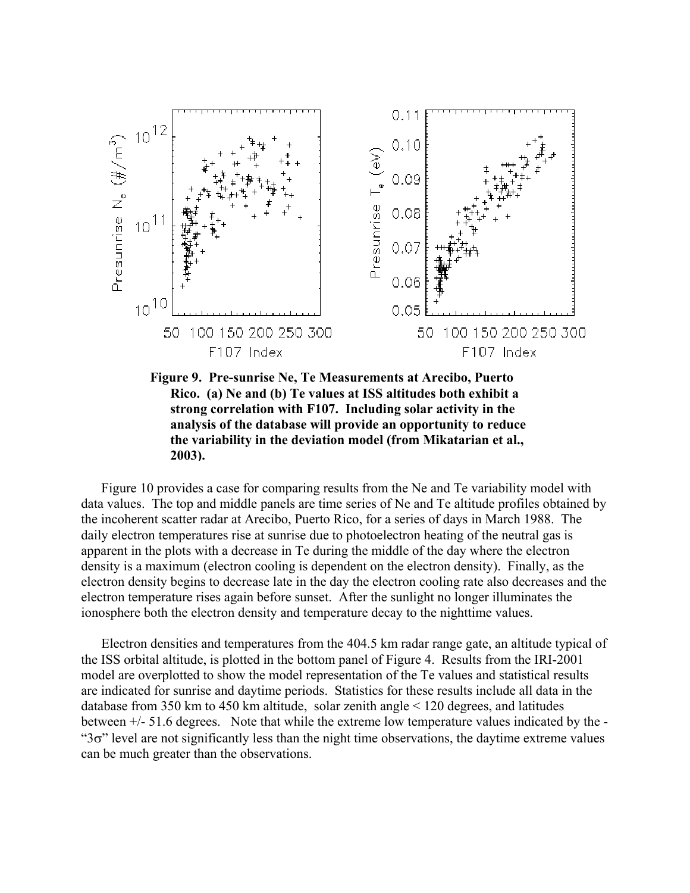**Figure 9. Pre-sunrise Ne, Te Measurements at Arecibo, Puerto Rico. (a) Ne and (b) Te values at ISS altitudes both exhibit a strong correlation with F107. Including solar activity in the analysis of the database will provide an opportunity to reduce the variability in the deviation model (from Mikatarian et al., 2003).**

Figure 10 provides a case for comparing results from the Ne and Te variability model with data values. The top and middle panels are time series of Ne and Te altitude profiles obtained by the incoherent scatter radar at Arecibo, Puerto Rico, for a series of days in March 1988. The daily electron temperatures rise at sunrise due to photoelectron heating of the neutral gas is apparent in the plots with a decrease in Te during the middle of the day where the electron density is a maximum (electron cooling is dependent on the electron density). Finally, as the electron density begins to decrease late in the day the electron cooling rate also decreases and the electron temperature rises again before sunset. After the sunlight no longer illuminates the ionosphere both the electron density and temperature decay to the nighttime values.

Electron densities and temperatures from the 404.5 km radar range gate, an altitude typical of the ISS orbital altitude, is plotted in the bottom panel of Figure 4. Results from the IRI-2001 model are overplotted to show the model representation of the Te values and statistical results are indicated for sunrise and daytime periods. Statistics for these results include all data in the database from 350 km to 450 km altitude, solar zenith angle < 120 degrees, and latitudes between +/- 51.6 degrees. Note that while the extreme low temperature values indicated by the -"3σ" level are not significantly less than the night time observations, the daytime extreme values can be much greater than the observations.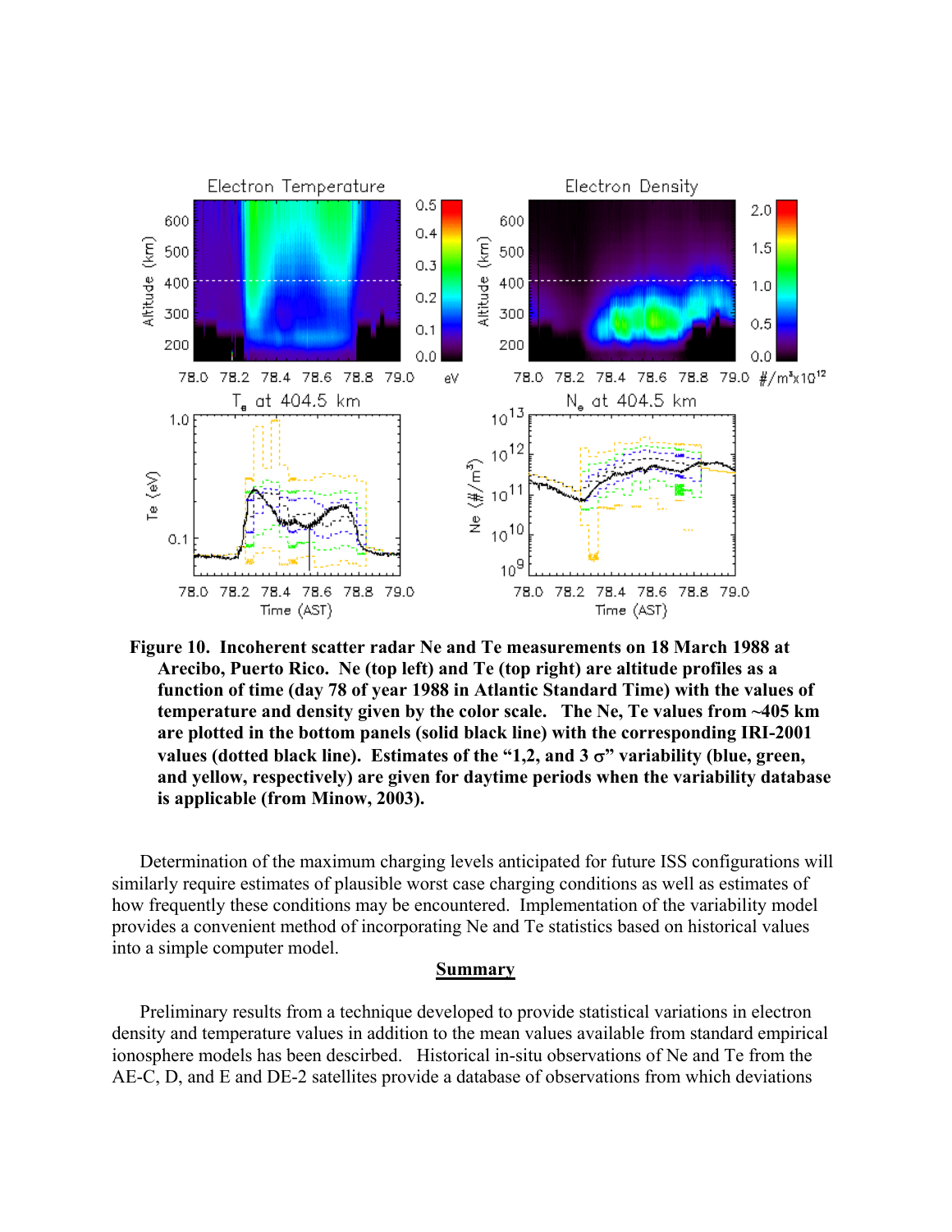**Figure 10. Incoherent scatter radar Ne and Te measurements on 18 March 1988 at Arecibo, Puerto Rico. Ne (top left) and Te (top right) are altitude profiles as a function of time (day 78 of year 1988 in Atlantic Standard Time) with the values of temperature and density given by the color scale. The Ne, Te values from ~405 km are plotted in the bottom panels (solid black line) with the corresponding IRI-2001 values (dotted black line). Estimates of the "1,2, and 3 σ" variability (blue, green, and yellow, respectively) are given for daytime periods when the variability database is applicable (from Minow, 2003).**

Determination of the maximum charging levels anticipated for future ISS configurations will similarly require estimates of plausible worst case charging conditions as well as estimates of how frequently these conditions may be encountered. Implementation of the variability model provides a convenient method of incorporating Ne and Te statistics based on historical values into a simple computer model.

## Summary

Preliminary results from a technique developed to provide statistical variations in electron density and temperature values in addition to the mean values available from standard empirical ionosphere models has been described. Historical in-situ observations of Ne and Te from the AE-C, D, and E and DE-2 satellites provide a database of observations from which deviations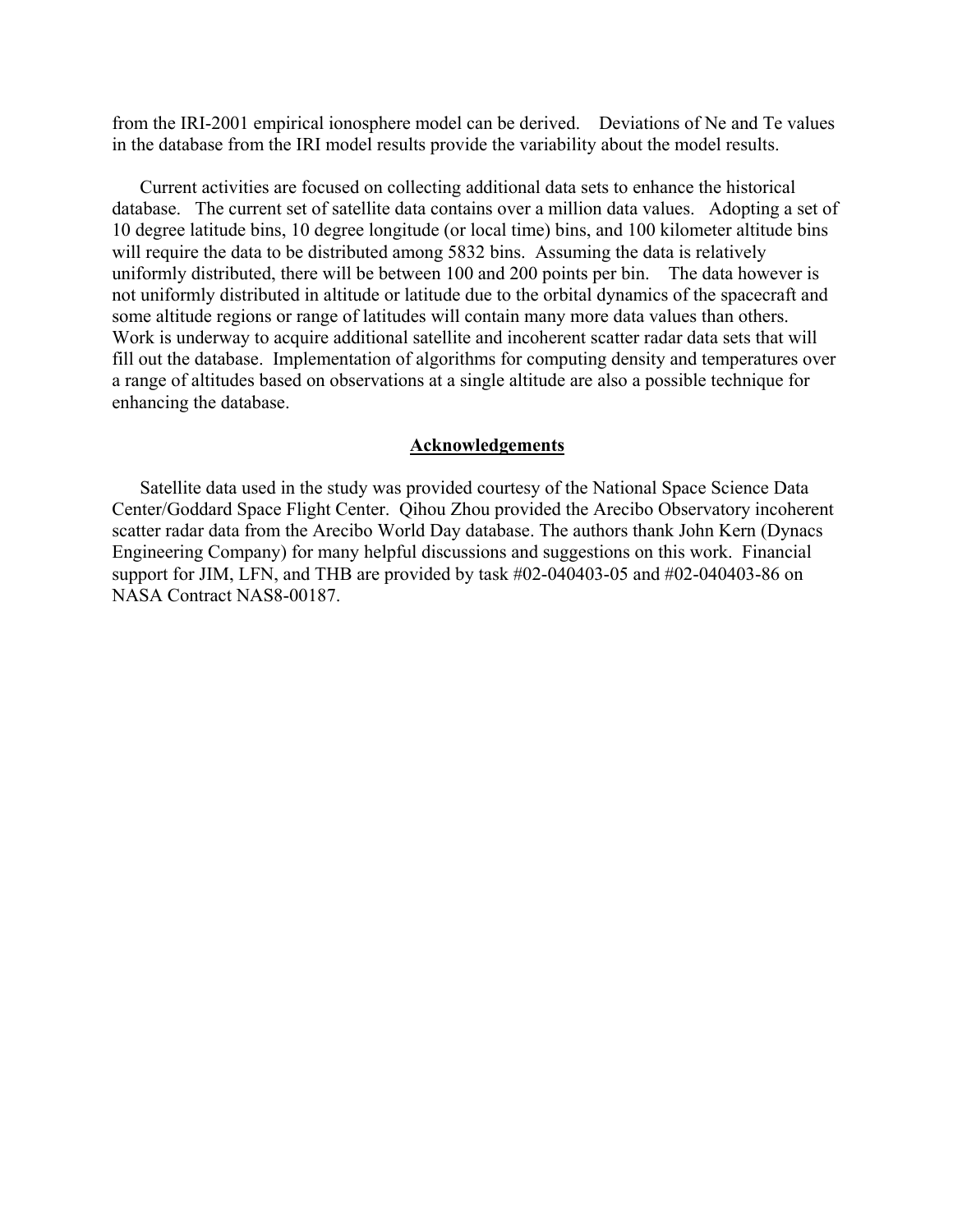from the IRI-2001 empirical ionosphere model can be derived. Deviations of Ne and Te values in the database from the IRI model results provide the variability about the model results.

Current activities are focused on collecting additional data sets to enhance the historical database. The current set of satellite data contains over a million data values. Adopting a set of 10 degree latitude bins, 10 degree longitude (or local time) bins, and 100 kilometer altitude bins will require the data to be distributed among 5832 bins. Assuming the data is relatively uniformly distributed, there will be between 100 and 200 points per bin. The data however is not uniformly distributed in altitude or latitude due to the orbital dynamics of the spacecraft and some altitude regions or range of latitudes will contain many more data values than others. Work is underway to acquire additional satellite and incoherent scatter radar data sets that will fill out the database. Implementation of algorithms for computing density and temperatures over a range of altitudes based on observations at a single altitude are also a possible technique for enhancing the database.

## Acknowledgements

Satellite data used in the study was provided courtesy of the National Space Science Data Center/Goddard Space Flight Center. Qihou Zhou provided the Arecibo Observatory incoherent scatter radar data from the Arecibo World Day database. The authors thank John Kern (Dynacs Engineering Company) for many helpful discussions and suggestions on this work. Financial support for JIM, LFN, and THB are provided by task #02-040403-05 and #02-040403-86 on NASA Contract NAS8-00187.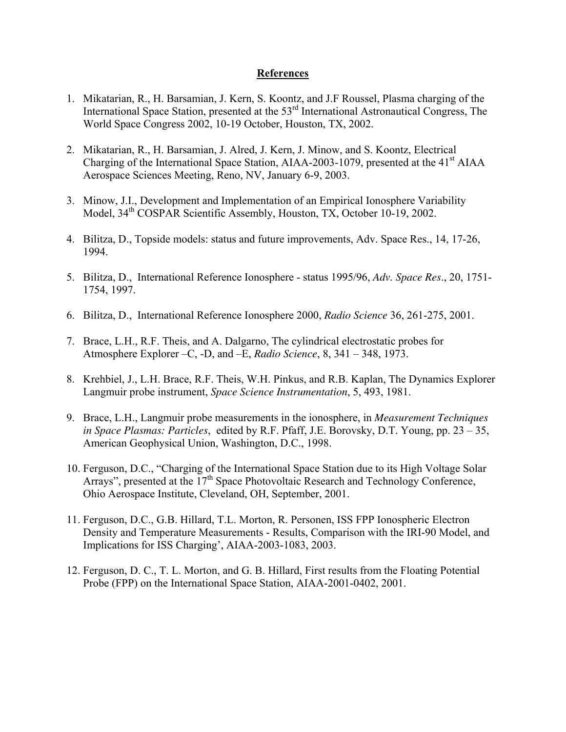## References

1. Mikatarian, R., H. Barsamian, J. Kern, S. Koontz, and J.F Roussel, Plasma charging of the International Space Station, presented at the 53rd International Astronautical Congress, The World Space Congress 2002, 10-19 October, Houston, TX, 2002.

2. Mikatarian, R., H. Barsamian, J. Alred, J. Kern, J. Minow, and S. Koontz, Electrical Charging of the International Space Station, AIAA-2003-1079, presented at the 41st AIAA Aerospace Sciences Meeting, Reno, NV, January 6-9, 2003.

3. Minow, J.I., Development and Implementation of an Empirical Ionosphere Variability Model, 34th COSPAR Scientific Assembly, Houston, TX, October 10-19, 2002.

4. Bilitza, D., Topside models: status and future improvements, Adv. Space Res., 14, 17-26, 1994.

5. Bilitza, D., International Reference Ionosphere - status 1995/96, *Adv. Space Res*., 20, 1751-1754, 1997.

6. Bilitza, D., International Reference Ionosphere 2000, *Radio Science* 36, 261-275, 2001.

7. Brace, L.H., R.F. Theis, and A. Dalgarno, The cylindrical electrostatic probes for Atmosphere Explorer –C, -D, and –E, *Radio Science*, 8, 341 – 348, 1973.

8. Krehbiel, J., L.H. Brace, R.F. Theis, W.H. Pinkus, and R.B. Kaplan, The Dynamics Explorer Langmuir probe instrument, *Space Science Instrumentation*, 5, 493, 1981.

9. Brace, L.H., Langmuir probe measurements in the ionosphere, in *Measurement Techniques in Space Plasmas: Particles*, edited by R.F. Pfaff, J.E. Borovsky, D.T. Young, pp. 23 – 35, American Geophysical Union, Washington, D.C., 1998.

10. Ferguson, D.C., "Charging of the International Space Station due to its High Voltage Solar Arrays", presented at the 17th Space Photovoltaic Research and Technology Conference, Ohio Aerospace Institute, Cleveland, OH, September, 2001.

11. Ferguson, D.C., G.B. Hillard, T.L. Morton, R. Personen, ISS FPP Ionospheric Electron Density and Temperature Measurements - Results, Comparison with the IRI-90 Model, and Implications for ISS Charging', AIAA-2003-1083, 2003.

12. Ferguson, D. C., T. L. Morton, and G. B. Hillard, First results from the Floating Potential Probe (FPP) on the International Space Station, AIAA-2001-0402, 2001.